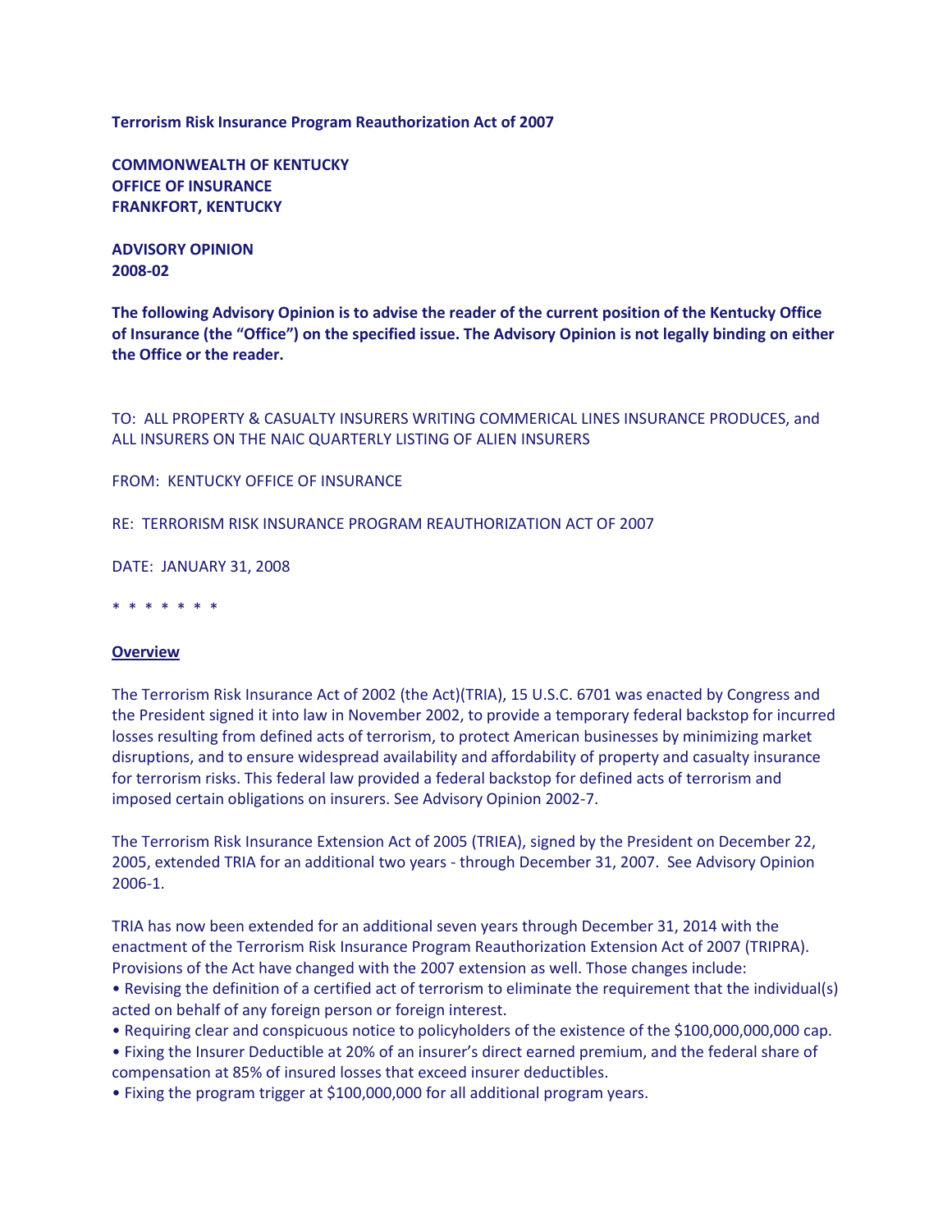**Terrorism Risk Insurance Program Reauthorization Act of 2007**

**COMMONWEALTH OF KENTUCKY**
**OFFICE OF INSURANCE**
**FRANKFORT, KENTUCKY**

**ADVISORY OPINION**
**2008-02**

**The following Advisory Opinion is to advise the reader of the current position of the Kentucky Office of Insurance (the "Office") on the specified issue. The Advisory Opinion is not legally binding on either the Office or the reader.**

TO: ALL PROPERTY & CASUALTY INSURERS WRITING COMMERICAL LINES INSURANCE PRODUCES, and ALL INSURERS ON THE NAIC QUARTERLY LISTING OF ALIEN INSURERS

FROM: KENTUCKY OFFICE OF INSURANCE

RE: TERRORISM RISK INSURANCE PROGRAM REAUTHORIZATION ACT OF 2007

DATE: JANUARY 31, 2008

\* \* \* \* \* \* \*

**<u>Overview</u>**

The Terrorism Risk Insurance Act of 2002 (the Act)(TRIA), 15 U.S.C. 6701 was enacted by Congress and the President signed it into law in November 2002, to provide a temporary federal backstop for incurred losses resulting from defined acts of terrorism, to protect American businesses by minimizing market disruptions, and to ensure widespread availability and affordability of property and casualty insurance for terrorism risks. This federal law provided a federal backstop for defined acts of terrorism and imposed certain obligations on insurers. See Advisory Opinion 2002-7.

The Terrorism Risk Insurance Extension Act of 2005 (TRIEA), signed by the President on December 22, 2005, extended TRIA for an additional two years - through December 31, 2007. See Advisory Opinion 2006-1.

TRIA has now been extended for an additional seven years through December 31, 2014 with the enactment of the Terrorism Risk Insurance Program Reauthorization Extension Act of 2007 (TRIPRA). Provisions of the Act have changed with the 2007 extension as well. Those changes include:

- Revising the definition of a certified act of terrorism to eliminate the requirement that the individual(s) acted on behalf of any foreign person or foreign interest.
- Requiring clear and conspicuous notice to policyholders of the existence of the $100,000,000,000 cap.
- Fixing the Insurer Deductible at 20% of an insurer's direct earned premium, and the federal share of compensation at 85% of insured losses that exceed insurer deductibles.
- Fixing the program trigger at $100,000,000 for all additional program years.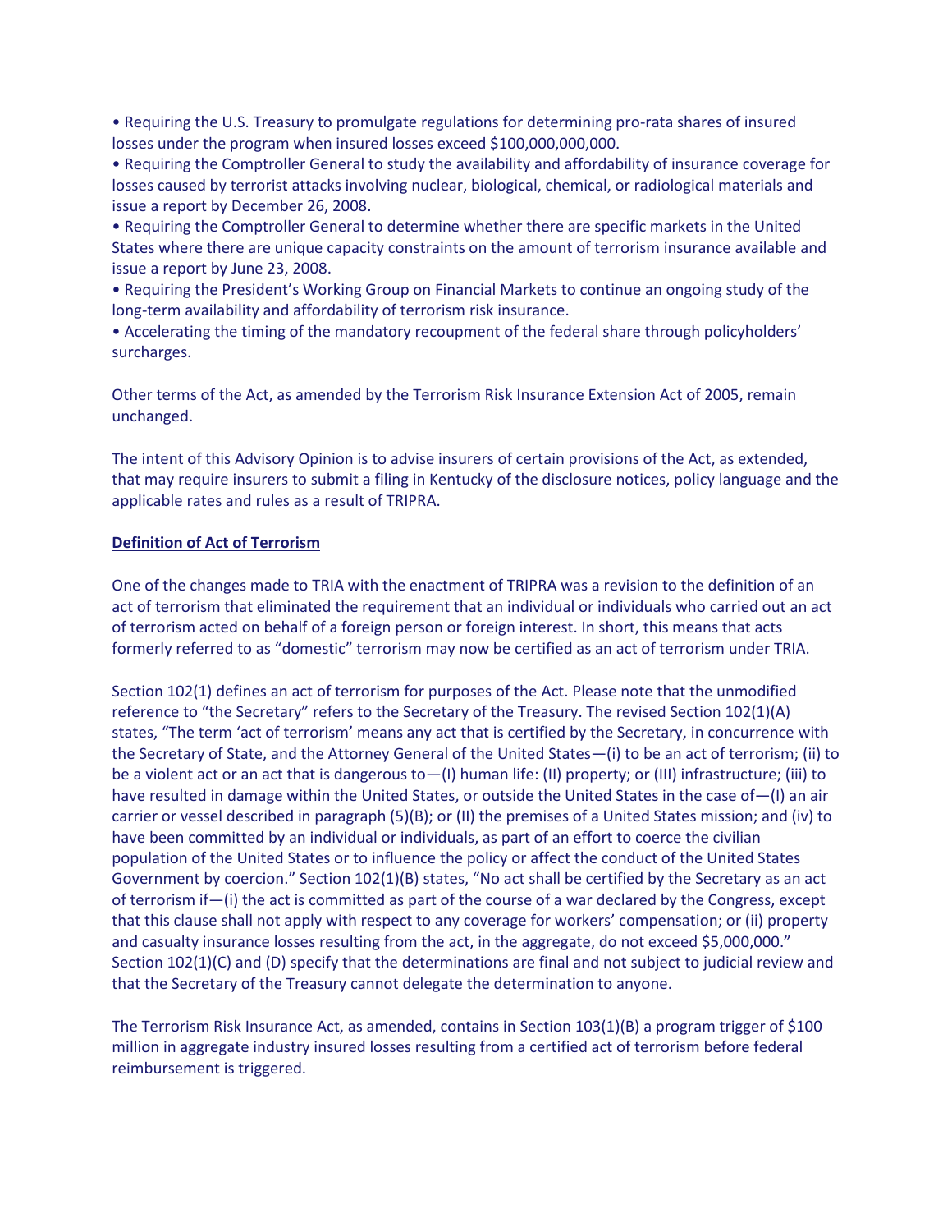• Requiring the U.S. Treasury to promulgate regulations for determining pro-rata shares of insured losses under the program when insured losses exceed $100,000,000,000.
• Requiring the Comptroller General to study the availability and affordability of insurance coverage for losses caused by terrorist attacks involving nuclear, biological, chemical, or radiological materials and issue a report by December 26, 2008.
• Requiring the Comptroller General to determine whether there are specific markets in the United States where there are unique capacity constraints on the amount of terrorism insurance available and issue a report by June 23, 2008.
• Requiring the President's Working Group on Financial Markets to continue an ongoing study of the long-term availability and affordability of terrorism risk insurance.
• Accelerating the timing of the mandatory recoupment of the federal share through policyholders' surcharges.

Other terms of the Act, as amended by the Terrorism Risk Insurance Extension Act of 2005, remain unchanged.

The intent of this Advisory Opinion is to advise insurers of certain provisions of the Act, as extended, that may require insurers to submit a filing in Kentucky of the disclosure notices, policy language and the applicable rates and rules as a result of TRIPRA.

**Definition of Act of Terrorism**

One of the changes made to TRIA with the enactment of TRIPRA was a revision to the definition of an act of terrorism that eliminated the requirement that an individual or individuals who carried out an act of terrorism acted on behalf of a foreign person or foreign interest. In short, this means that acts formerly referred to as "domestic" terrorism may now be certified as an act of terrorism under TRIA.

Section 102(1) defines an act of terrorism for purposes of the Act. Please note that the unmodified reference to "the Secretary" refers to the Secretary of the Treasury. The revised Section 102(1)(A) states, "The term 'act of terrorism' means any act that is certified by the Secretary, in concurrence with the Secretary of State, and the Attorney General of the United States—(i) to be an act of terrorism; (ii) to be a violent act or an act that is dangerous to—(I) human life: (II) property; or (III) infrastructure; (iii) to have resulted in damage within the United States, or outside the United States in the case of—(I) an air carrier or vessel described in paragraph (5)(B); or (II) the premises of a United States mission; and (iv) to have been committed by an individual or individuals, as part of an effort to coerce the civilian population of the United States or to influence the policy or affect the conduct of the United States Government by coercion." Section 102(1)(B) states, "No act shall be certified by the Secretary as an act of terrorism if—(i) the act is committed as part of the course of a war declared by the Congress, except that this clause shall not apply with respect to any coverage for workers' compensation; or (ii) property and casualty insurance losses resulting from the act, in the aggregate, do not exceed $5,000,000." Section 102(1)(C) and (D) specify that the determinations are final and not subject to judicial review and that the Secretary of the Treasury cannot delegate the determination to anyone.

The Terrorism Risk Insurance Act, as amended, contains in Section 103(1)(B) a program trigger of $100 million in aggregate industry insured losses resulting from a certified act of terrorism before federal reimbursement is triggered.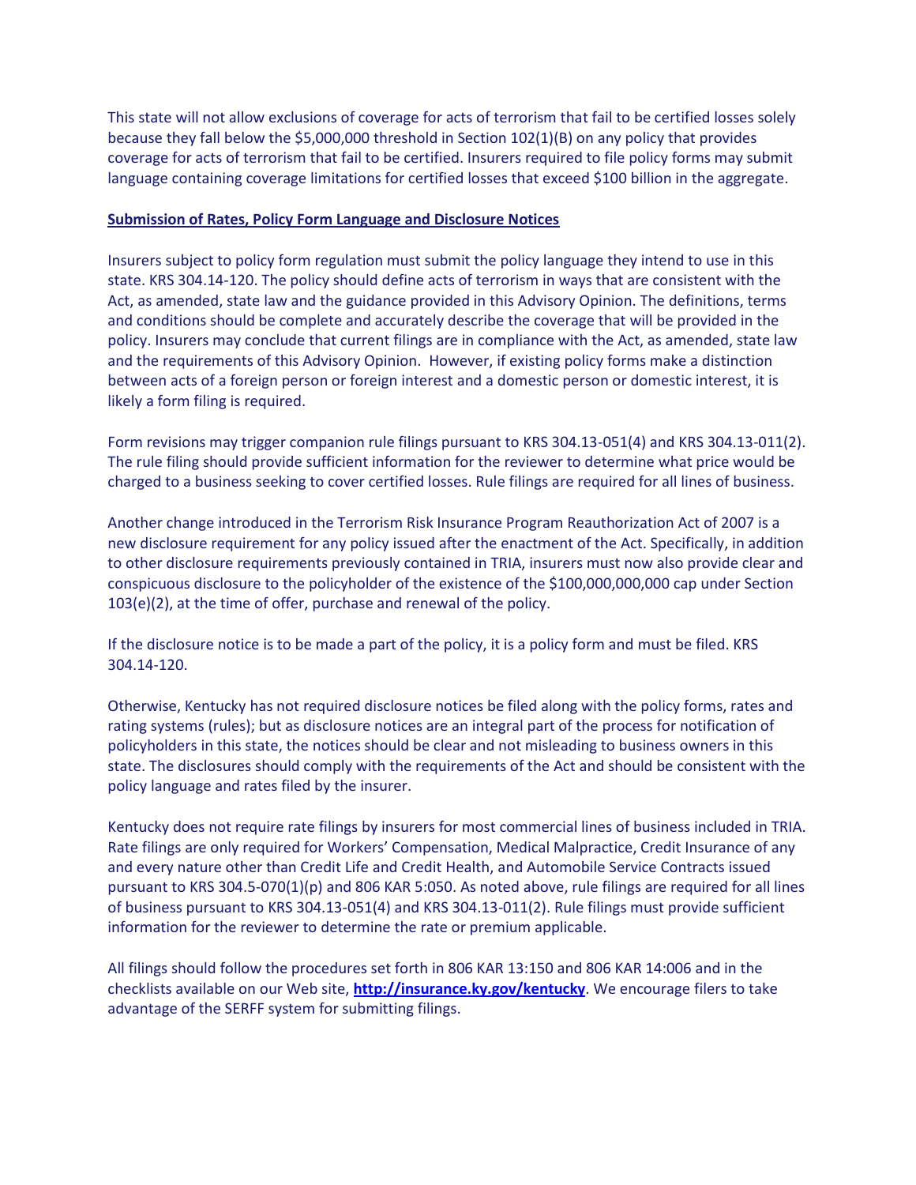This state will not allow exclusions of coverage for acts of terrorism that fail to be certified losses solely because they fall below the $5,000,000 threshold in Section 102(1)(B) on any policy that provides coverage for acts of terrorism that fail to be certified. Insurers required to file policy forms may submit language containing coverage limitations for certified losses that exceed $100 billion in the aggregate.

**Submission of Rates, Policy Form Language and Disclosure Notices**

Insurers subject to policy form regulation must submit the policy language they intend to use in this state. KRS 304.14-120. The policy should define acts of terrorism in ways that are consistent with the Act, as amended, state law and the guidance provided in this Advisory Opinion. The definitions, terms and conditions should be complete and accurately describe the coverage that will be provided in the policy. Insurers may conclude that current filings are in compliance with the Act, as amended, state law and the requirements of this Advisory Opinion. However, if existing policy forms make a distinction between acts of a foreign person or foreign interest and a domestic person or domestic interest, it is likely a form filing is required.

Form revisions may trigger companion rule filings pursuant to KRS 304.13-051(4) and KRS 304.13-011(2). The rule filing should provide sufficient information for the reviewer to determine what price would be charged to a business seeking to cover certified losses. Rule filings are required for all lines of business.

Another change introduced in the Terrorism Risk Insurance Program Reauthorization Act of 2007 is a new disclosure requirement for any policy issued after the enactment of the Act. Specifically, in addition to other disclosure requirements previously contained in TRIA, insurers must now also provide clear and conspicuous disclosure to the policyholder of the existence of the $100,000,000,000 cap under Section 103(e)(2), at the time of offer, purchase and renewal of the policy.

If the disclosure notice is to be made a part of the policy, it is a policy form and must be filed. KRS 304.14-120.

Otherwise, Kentucky has not required disclosure notices be filed along with the policy forms, rates and rating systems (rules); but as disclosure notices are an integral part of the process for notification of policyholders in this state, the notices should be clear and not misleading to business owners in this state. The disclosures should comply with the requirements of the Act and should be consistent with the policy language and rates filed by the insurer.

Kentucky does not require rate filings by insurers for most commercial lines of business included in TRIA. Rate filings are only required for Workers' Compensation, Medical Malpractice, Credit Insurance of any and every nature other than Credit Life and Credit Health, and Automobile Service Contracts issued pursuant to KRS 304.5-070(1)(p) and 806 KAR 5:050. As noted above, rule filings are required for all lines of business pursuant to KRS 304.13-051(4) and KRS 304.13-011(2). Rule filings must provide sufficient information for the reviewer to determine the rate or premium applicable.

All filings should follow the procedures set forth in 806 KAR 13:150 and 806 KAR 14:006 and in the checklists available on our Web site, **[http://insurance.ky.gov/kentucky](http://insurance.ky.gov/kentucky)**. We encourage filers to take advantage of the SERFF system for submitting filings.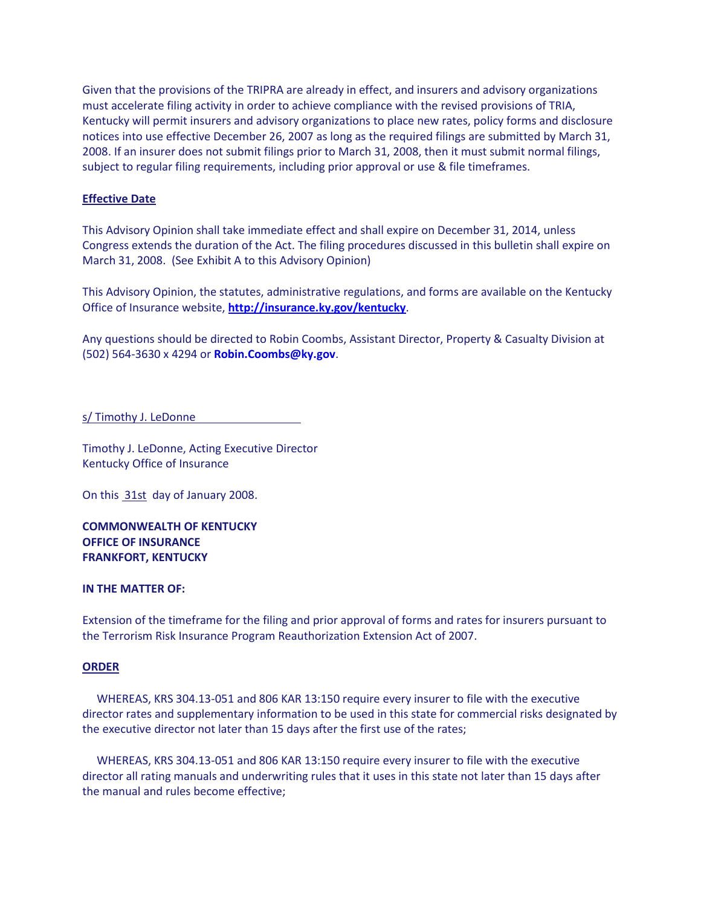Given that the provisions of the TRIPRA are already in effect, and insurers and advisory organizations must accelerate filing activity in order to achieve compliance with the revised provisions of TRIA, Kentucky will permit insurers and advisory organizations to place new rates, policy forms and disclosure notices into use effective December 26, 2007 as long as the required filings are submitted by March 31, 2008. If an insurer does not submit filings prior to March 31, 2008, then it must submit normal filings, subject to regular filing requirements, including prior approval or use & file timeframes.

**Effective Date**

This Advisory Opinion shall take immediate effect and shall expire on December 31, 2014, unless Congress extends the duration of the Act. The filing procedures discussed in this bulletin shall expire on March 31, 2008. (See Exhibit A to this Advisory Opinion)

This Advisory Opinion, the statutes, administrative regulations, and forms are available on the Kentucky Office of Insurance website, **http://insurance.ky.gov/kentucky**.

Any questions should be directed to Robin Coombs, Assistant Director, Property & Casualty Division at (502) 564-3630 x 4294 or **Robin.Coombs@ky.gov**.

s/ Timothy J. LeDonne

Timothy J. LeDonne, Acting Executive Director
Kentucky Office of Insurance

On this 31st day of January 2008.

**COMMONWEALTH OF KENTUCKY**
**OFFICE OF INSURANCE**
**FRANKFORT, KENTUCKY**

**IN THE MATTER OF:**

Extension of the timeframe for the filing and prior approval of forms and rates for insurers pursuant to the Terrorism Risk Insurance Program Reauthorization Extension Act of 2007.

**ORDER**

WHEREAS, KRS 304.13-051 and 806 KAR 13:150 require every insurer to file with the executive director rates and supplementary information to be used in this state for commercial risks designated by the executive director not later than 15 days after the first use of the rates;

WHEREAS, KRS 304.13-051 and 806 KAR 13:150 require every insurer to file with the executive director all rating manuals and underwriting rules that it uses in this state not later than 15 days after the manual and rules become effective;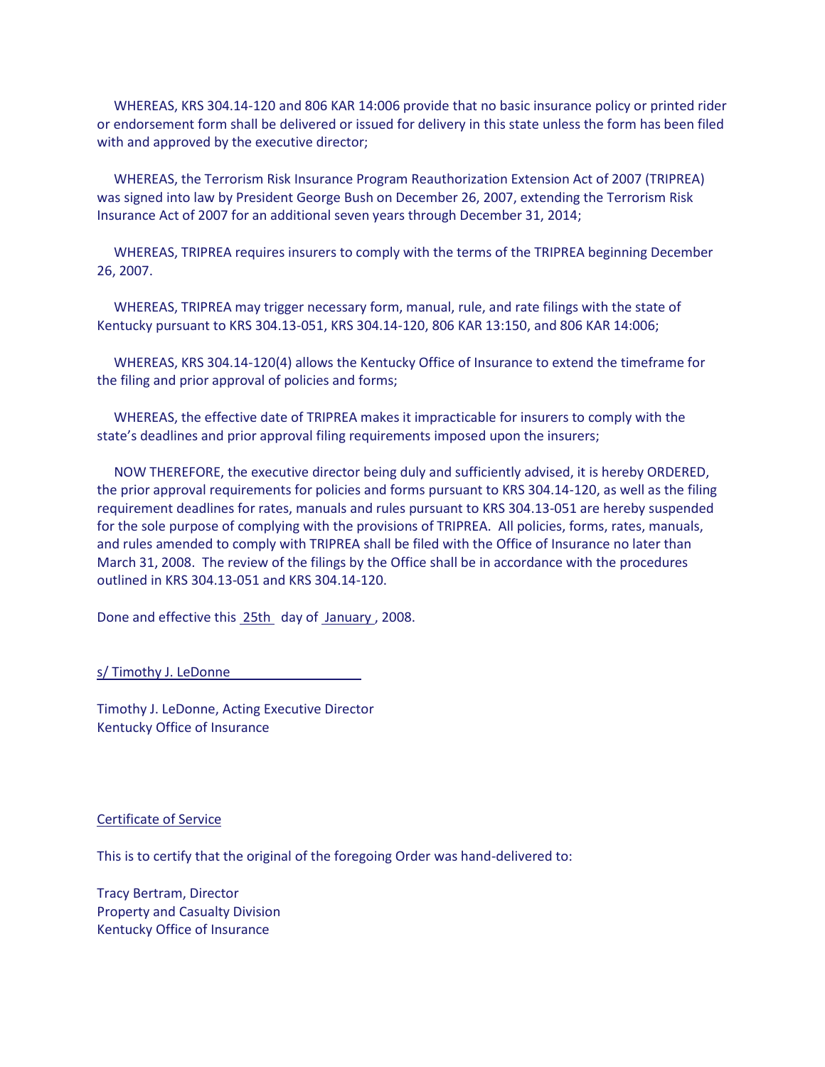WHEREAS, KRS 304.14-120 and 806 KAR 14:006 provide that no basic insurance policy or printed rider or endorsement form shall be delivered or issued for delivery in this state unless the form has been filed with and approved by the executive director;

WHEREAS, the Terrorism Risk Insurance Program Reauthorization Extension Act of 2007 (TRIPREA) was signed into law by President George Bush on December 26, 2007, extending the Terrorism Risk Insurance Act of 2007 for an additional seven years through December 31, 2014;

WHEREAS, TRIPREA requires insurers to comply with the terms of the TRIPREA beginning December 26, 2007.

WHEREAS, TRIPREA may trigger necessary form, manual, rule, and rate filings with the state of Kentucky pursuant to KRS 304.13-051, KRS 304.14-120, 806 KAR 13:150, and 806 KAR 14:006;

WHEREAS, KRS 304.14-120(4) allows the Kentucky Office of Insurance to extend the timeframe for the filing and prior approval of policies and forms;

WHEREAS, the effective date of TRIPREA makes it impracticable for insurers to comply with the state's deadlines and prior approval filing requirements imposed upon the insurers;

NOW THEREFORE, the executive director being duly and sufficiently advised, it is hereby ORDERED, the prior approval requirements for policies and forms pursuant to KRS 304.14-120, as well as the filing requirement deadlines for rates, manuals and rules pursuant to KRS 304.13-051 are hereby suspended for the sole purpose of complying with the provisions of TRIPREA. All policies, forms, rates, manuals, and rules amended to comply with TRIPREA shall be filed with the Office of Insurance no later than March 31, 2008. The review of the filings by the Office shall be in accordance with the procedures outlined in KRS 304.13-051 and KRS 304.14-120.

Done and effective this 25th day of January, 2008.

s/ Timothy J. LeDonne

Timothy J. LeDonne, Acting Executive Director
Kentucky Office of Insurance

Certificate of Service

This is to certify that the original of the foregoing Order was hand-delivered to:

Tracy Bertram, Director
Property and Casualty Division
Kentucky Office of Insurance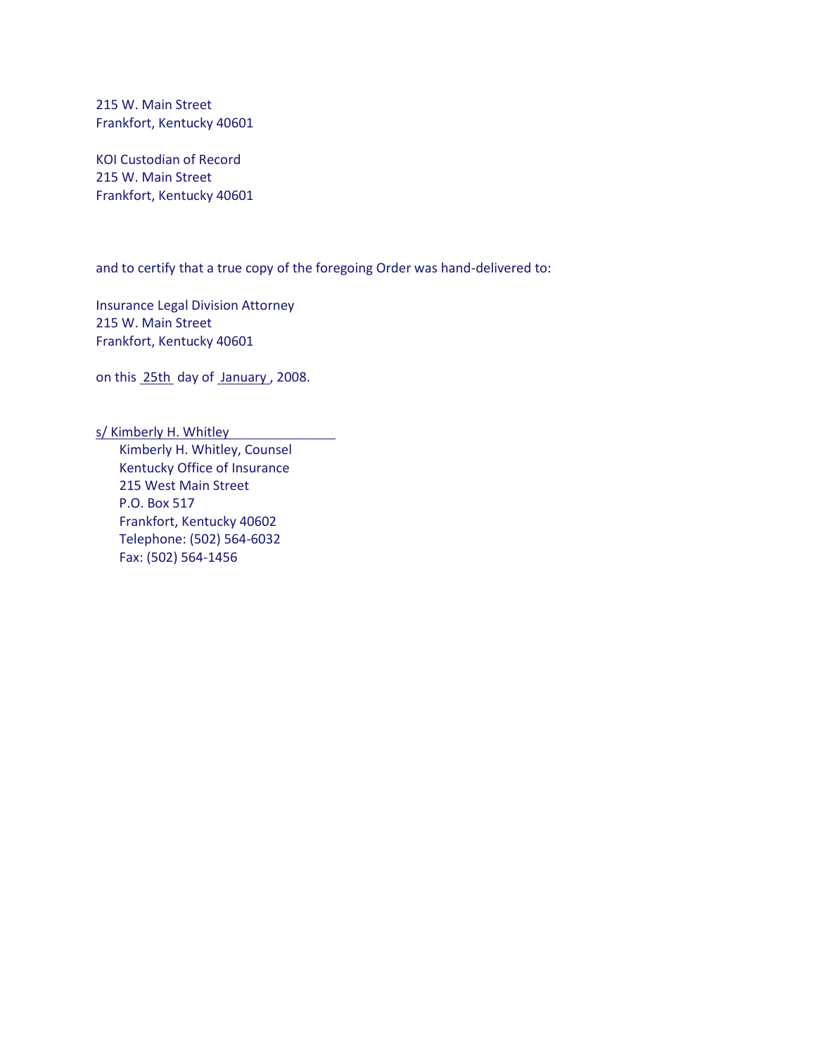215 W. Main Street
Frankfort, Kentucky 40601

KOI Custodian of Record
215 W. Main Street
Frankfort, Kentucky 40601

and to certify that a true copy of the foregoing Order was hand-delivered to:

Insurance Legal Division Attorney
215 W. Main Street
Frankfort, Kentucky 40601

on this 25th day of January , 2008.

s/ Kimberly H. Whitley
Kimberly H. Whitley, Counsel
Kentucky Office of Insurance
215 West Main Street
P.O. Box 517
Frankfort, Kentucky 40602
Telephone: (502) 564-6032
Fax: (502) 564-1456